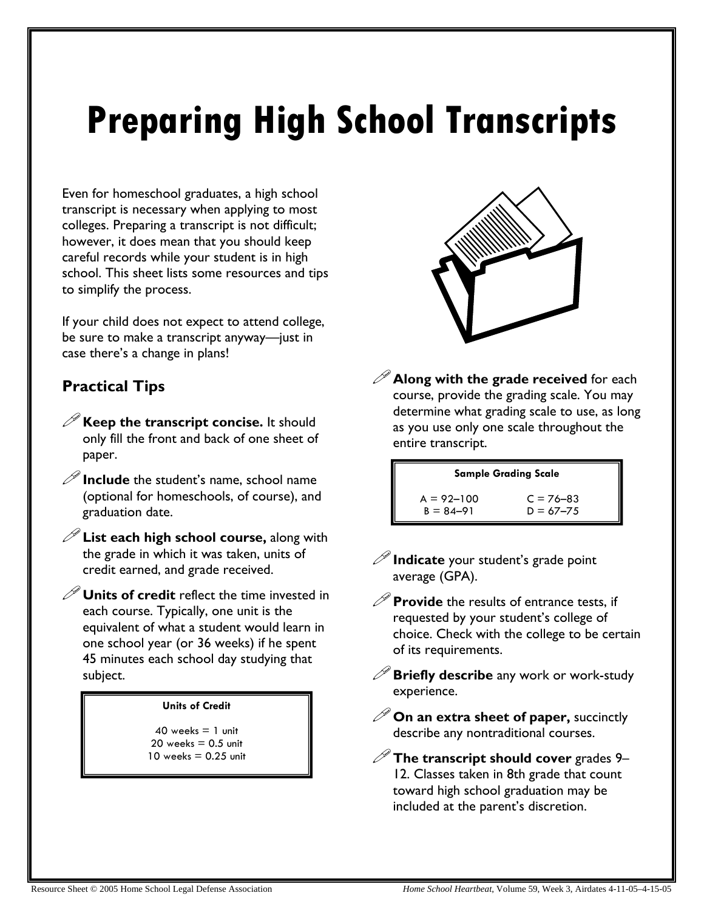# Preparing High School Transcripts

Even for homeschool graduates, a high school transcript is necessary when applying to most colleges. Preparing a transcript is not difficult; however, it does mean that you should keep careful records while your student is in high school. This sheet lists some resources and tips to simplify the process.

If your child does not expect to attend college, be sure to make a transcript anyway—just in case there's a change in plans!

## Practical Tips

- **Keep the transcript concise.** It should only fill the front and back of one sheet of paper.
- **Include** the student's name, school name (optional for homeschools, of course), and graduation date.
- **List each high school course,** along with the grade in which it was taken, units of credit earned, and grade received.
- **Units of credit** reflect the time invested in each course. Typically, one unit is the equivalent of what a student would learn in one school year (or 36 weeks) if he spent 45 minutes each school day studying that subject.

| Units of Credit |
|---|
| 40 weeks = 1 unit |
| 20 weeks = 0.5 unit |
| 10 weeks = 0.25 unit |

- **Along with the grade received** for each course, provide the grading scale. You may determine what grading scale to use, as long as you use only one scale throughout the entire transcript.

| Sample Grading Scale | |
|---|---|
| A = 92–100 | C = 76–83 |
| B = 84–91 | D = 67–75 |

- **Indicate** your student's grade point average (GPA).
- **Provide** the results of entrance tests, if requested by your student's college of choice. Check with the college to be certain of its requirements.
- **Briefly describe** any work or work-study experience.
- **On an extra sheet of paper,** succinctly describe any nontraditional courses.
- **The transcript should cover** grades 9–12. Classes taken in 8th grade that count toward high school graduation may be included at the parent's discretion.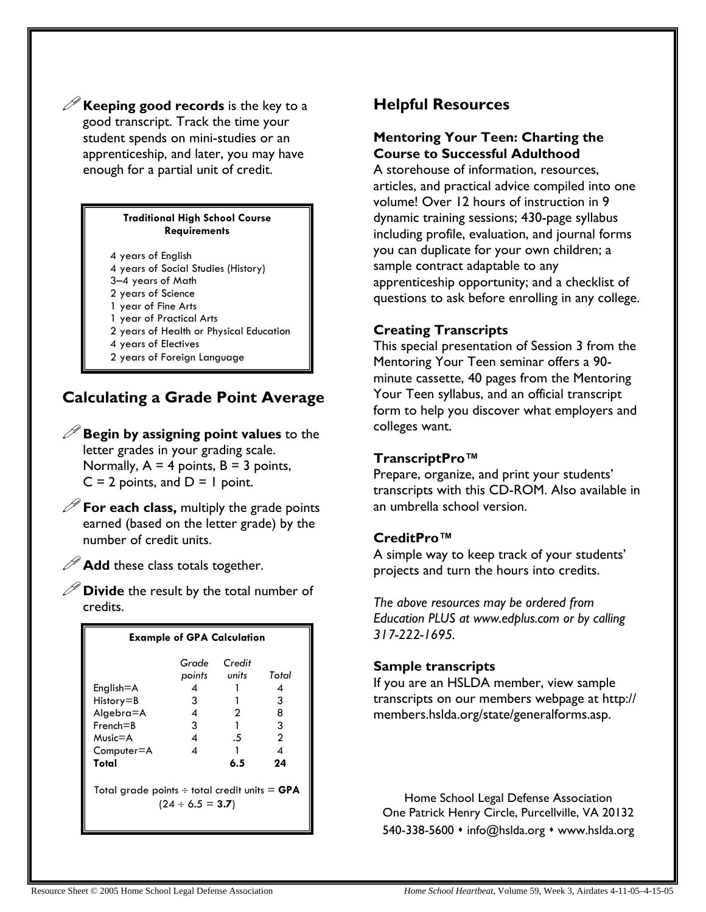- **Keeping good records** is the key to a good transcript. Track the time your student spends on mini-studies or an apprenticeship, and later, you may have enough for a partial unit of credit.

**Traditional High School Course Requirements**

- 4 years of English
- 4 years of Social Studies (History)
- 3–4 years of Math
- 2 years of Science
- 1 year of Fine Arts
- 1 year of Practical Arts
- 2 years of Health or Physical Education
- 4 years of Electives
- 2 years of Foreign Language

## Calculating a Grade Point Average

- **Begin by assigning point values** to the letter grades in your grading scale. Normally, A = 4 points, B = 3 points, C = 2 points, and D = 1 point.
- **For each class,** multiply the grade points earned (based on the letter grade) by the number of credit units.
- **Add** these class totals together.
- **Divide** the result by the total number of credits.

**Example of GPA Calculation**

| | *Grade points* | *Credit units* | *Total* |
|---|---|---|---|
| English=A | 4 | 1 | 4 |
| History=B | 3 | 1 | 3 |
| Algebra=A | 4 | 2 | 8 |
| French=B | 3 | 1 | 3 |
| Music=A | 4 | .5 | 2 |
| Computer=A | 4 | 1 | 4 |
| **Total** | | **6.5** | **24** |

Total grade points ÷ total credit units = **GPA**
(24 ÷ 6.5 = **3.7**)

## Helpful Resources

### Mentoring Your Teen: Charting the Course to Successful Adulthood

A storehouse of information, resources, articles, and practical advice compiled into one volume! Over 12 hours of instruction in 9 dynamic training sessions; 430-page syllabus including profile, evaluation, and journal forms you can duplicate for your own children; a sample contract adaptable to any apprenticeship opportunity; and a checklist of questions to ask before enrolling in any college.

### Creating Transcripts

This special presentation of Session 3 from the Mentoring Your Teen seminar offers a 90-minute cassette, 40 pages from the Mentoring Your Teen syllabus, and an official transcript form to help you discover what employers and colleges want.

### TranscriptPro™

Prepare, organize, and print your students' transcripts with this CD-ROM. Also available in an umbrella school version.

### CreditPro™

A simple way to keep track of your students' projects and turn the hours into credits.

*The above resources may be ordered from Education PLUS at www.edplus.com or by calling 317-222-1695.*

### Sample transcripts

If you are an HSLDA member, view sample transcripts on our members webpage at http://members.hslda.org/state/generalforms.asp.

Home School Legal Defense Association
One Patrick Henry Circle, Purcellville, VA 20132
540-338-5600 • info@hslda.org • www.hslda.org

Resource Sheet © 2005 Home School Legal Defense Association — *Home School Heartbeat*, Volume 59, Week 3, Airdates 4-11-05–4-15-05